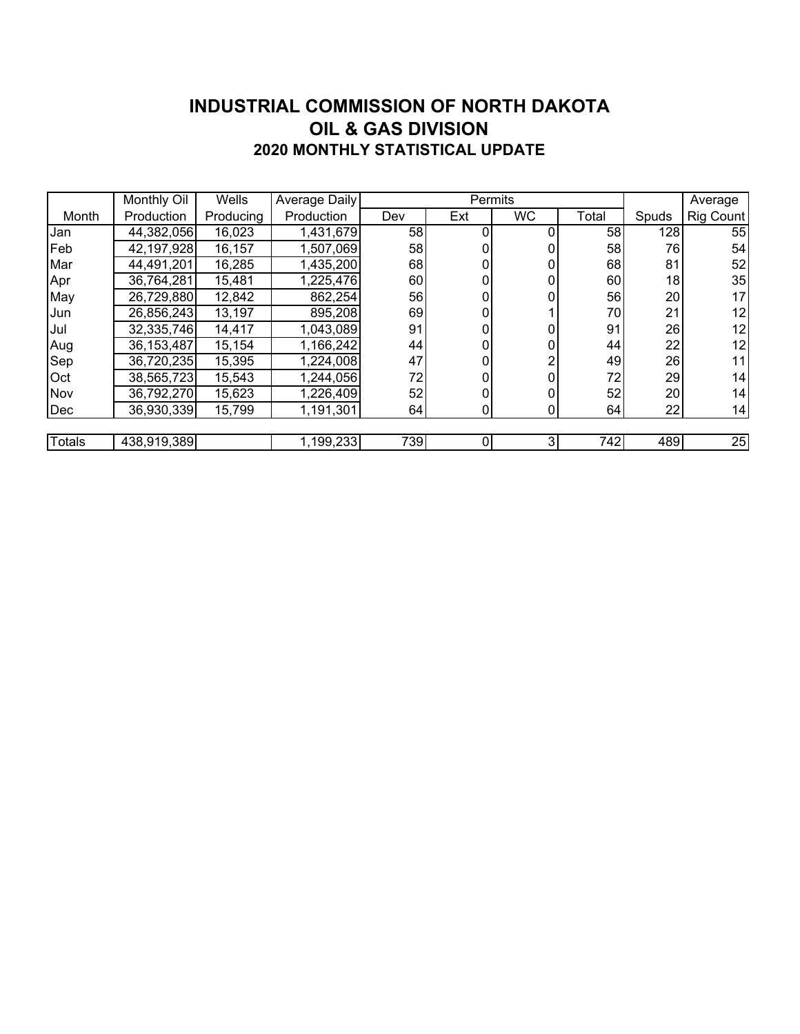# INDUSTRIAL COMMISSION OF NORTH DAKOTA
## OIL & GAS DIVISION
### 2020 MONTHLY STATISTICAL UPDATE

| Month | Monthly Oil Production | Wells Producing | Average Daily Production | Permits | | | | Spuds | Average Rig Count |
|---|---|---|---|---|---|---|---|---|---|
| | | | | Dev | Ext | WC | Total | | |
| Jan | 44,382,056 | 16,023 | 1,431,679 | 58 | 0 | 0 | 58 | 128 | 55 |
| Feb | 42,197,928 | 16,157 | 1,507,069 | 58 | 0 | 0 | 58 | 76 | 54 |
| Mar | 44,491,201 | 16,285 | 1,435,200 | 68 | 0 | 0 | 68 | 81 | 52 |
| Apr | 36,764,281 | 15,481 | 1,225,476 | 60 | 0 | 0 | 60 | 18 | 35 |
| May | 26,729,880 | 12,842 | 862,254 | 56 | 0 | 0 | 56 | 20 | 17 |
| Jun | 26,856,243 | 13,197 | 895,208 | 69 | 0 | 1 | 70 | 21 | 12 |
| Jul | 32,335,746 | 14,417 | 1,043,089 | 91 | 0 | 0 | 91 | 26 | 12 |
| Aug | 36,153,487 | 15,154 | 1,166,242 | 44 | 0 | 0 | 44 | 22 | 12 |
| Sep | 36,720,235 | 15,395 | 1,224,008 | 47 | 0 | 2 | 49 | 26 | 11 |
| Oct | 38,565,723 | 15,543 | 1,244,056 | 72 | 0 | 0 | 72 | 29 | 14 |
| Nov | 36,792,270 | 15,623 | 1,226,409 | 52 | 0 | 0 | 52 | 20 | 14 |
| Dec | 36,930,339 | 15,799 | 1,191,301 | 64 | 0 | 0 | 64 | 22 | 14 |
| Totals | 438,919,389 | | 1,199,233 | 739 | 0 | 3 | 742 | 489 | 25 |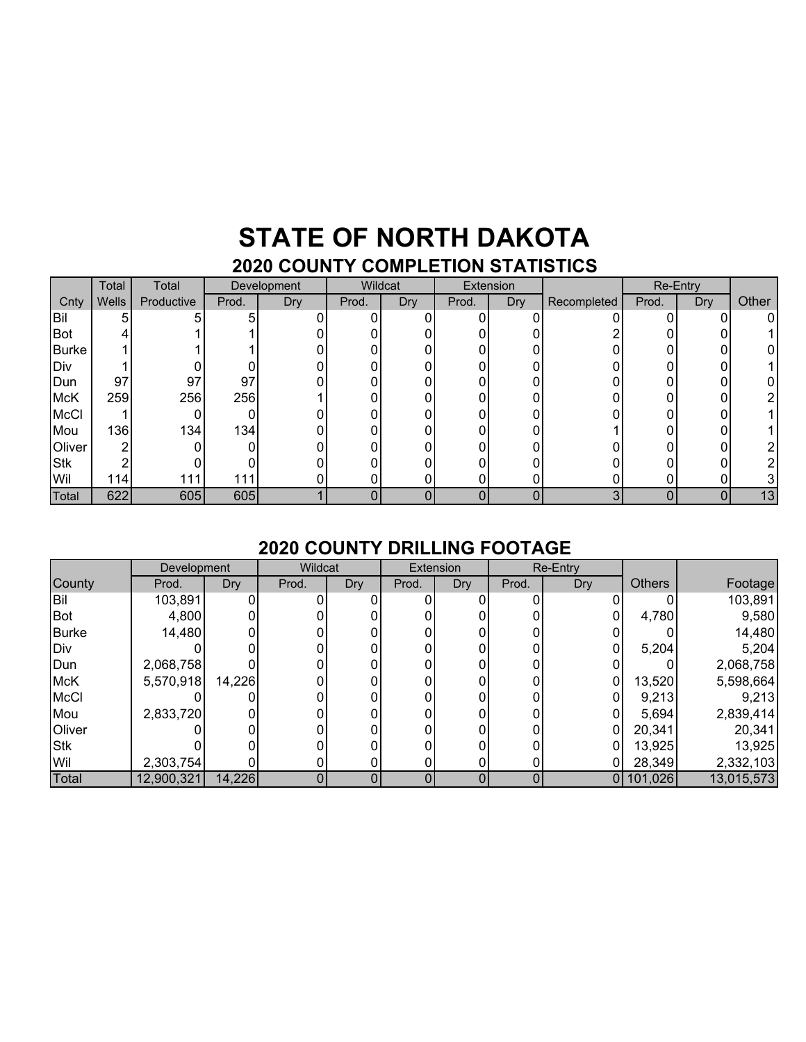# STATE OF NORTH DAKOTA

## 2020 COUNTY COMPLETION STATISTICS

| | Total | Total | Development | | Wildcat | | Extension | | | Re-Entry | | |
|---|---|---|---|---|---|---|---|---|---|---|---|---|
| Cnty | Wells | Productive | Prod. | Dry | Prod. | Dry | Prod. | Dry | Recompleted | Prod. | Dry | Other |
| Bil | 5 | 5 | 5 | 0 | 0 | 0 | 0 | 0 | 0 | 0 | 0 | 0 |
| Bot | 4 | 1 | 1 | 0 | 0 | 0 | 0 | 0 | 2 | 0 | 0 | 1 |
| Burke | 1 | 1 | 1 | 0 | 0 | 0 | 0 | 0 | 0 | 0 | 0 | 0 |
| Div | 1 | 0 | 0 | 0 | 0 | 0 | 0 | 0 | 0 | 0 | 0 | 1 |
| Dun | 97 | 97 | 97 | 0 | 0 | 0 | 0 | 0 | 0 | 0 | 0 | 0 |
| McK | 259 | 256 | 256 | 1 | 0 | 0 | 0 | 0 | 0 | 0 | 0 | 2 |
| McCl | 1 | 0 | 0 | 0 | 0 | 0 | 0 | 0 | 0 | 0 | 0 | 1 |
| Mou | 136 | 134 | 134 | 0 | 0 | 0 | 0 | 0 | 1 | 0 | 0 | 1 |
| Oliver | 2 | 0 | 0 | 0 | 0 | 0 | 0 | 0 | 0 | 0 | 0 | 2 |
| Stk | 2 | 0 | 0 | 0 | 0 | 0 | 0 | 0 | 0 | 0 | 0 | 2 |
| Wil | 114 | 111 | 111 | 0 | 0 | 0 | 0 | 0 | 0 | 0 | 0 | 3 |
| Total | 622 | 605 | 605 | 1 | 0 | 0 | 0 | 0 | 3 | 0 | 0 | 13 |

## 2020 COUNTY DRILLING FOOTAGE

| | Development | | Wildcat | | Extension | | Re-Entry | | | |
|---|---|---|---|---|---|---|---|---|---|---|
| County | Prod. | Dry | Prod. | Dry | Prod. | Dry | Prod. | Dry | Others | Footage |
| Bil | 103,891 | 0 | 0 | 0 | 0 | 0 | 0 | 0 | 0 | 103,891 |
| Bot | 4,800 | 0 | 0 | 0 | 0 | 0 | 0 | 0 | 4,780 | 9,580 |
| Burke | 14,480 | 0 | 0 | 0 | 0 | 0 | 0 | 0 | 0 | 14,480 |
| Div | 0 | 0 | 0 | 0 | 0 | 0 | 0 | 0 | 5,204 | 5,204 |
| Dun | 2,068,758 | 0 | 0 | 0 | 0 | 0 | 0 | 0 | 0 | 2,068,758 |
| McK | 5,570,918 | 14,226 | 0 | 0 | 0 | 0 | 0 | 0 | 13,520 | 5,598,664 |
| McCl | 0 | 0 | 0 | 0 | 0 | 0 | 0 | 0 | 9,213 | 9,213 |
| Mou | 2,833,720 | 0 | 0 | 0 | 0 | 0 | 0 | 0 | 5,694 | 2,839,414 |
| Oliver | 0 | 0 | 0 | 0 | 0 | 0 | 0 | 0 | 20,341 | 20,341 |
| Stk | 0 | 0 | 0 | 0 | 0 | 0 | 0 | 0 | 13,925 | 13,925 |
| Wil | 2,303,754 | 0 | 0 | 0 | 0 | 0 | 0 | 0 | 28,349 | 2,332,103 |
| Total | 12,900,321 | 14,226 | 0 | 0 | 0 | 0 | 0 | 0 | 101,026 | 13,015,573 |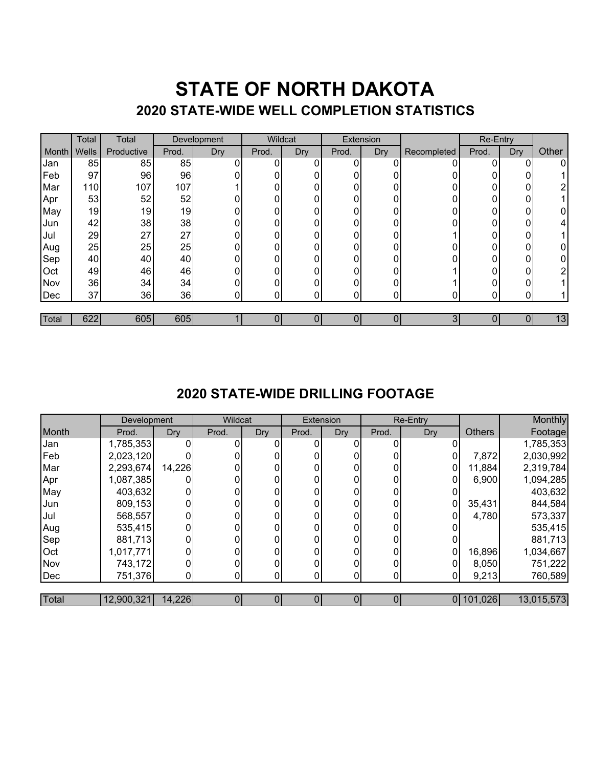# STATE OF NORTH DAKOTA

## 2020 STATE-WIDE WELL COMPLETION STATISTICS

| | Total | Total | Development | | Wildcat | | Extension | | | Re-Entry | | |
|---|---|---|---|---|---|---|---|---|---|---|---|---|
| Month | Wells | Productive | Prod. | Dry | Prod. | Dry | Prod. | Dry | Recompleted | Prod. | Dry | Other |
| Jan | 85 | 85 | 85 | 0 | 0 | 0 | 0 | 0 | 0 | 0 | 0 | 0 |
| Feb | 97 | 96 | 96 | 0 | 0 | 0 | 0 | 0 | 0 | 0 | 0 | 1 |
| Mar | 110 | 107 | 107 | 1 | 0 | 0 | 0 | 0 | 0 | 0 | 0 | 2 |
| Apr | 53 | 52 | 52 | 0 | 0 | 0 | 0 | 0 | 0 | 0 | 0 | 1 |
| May | 19 | 19 | 19 | 0 | 0 | 0 | 0 | 0 | 0 | 0 | 0 | 0 |
| Jun | 42 | 38 | 38 | 0 | 0 | 0 | 0 | 0 | 0 | 0 | 0 | 4 |
| Jul | 29 | 27 | 27 | 0 | 0 | 0 | 0 | 0 | 1 | 0 | 0 | 1 |
| Aug | 25 | 25 | 25 | 0 | 0 | 0 | 0 | 0 | 0 | 0 | 0 | 0 |
| Sep | 40 | 40 | 40 | 0 | 0 | 0 | 0 | 0 | 0 | 0 | 0 | 0 |
| Oct | 49 | 46 | 46 | 0 | 0 | 0 | 0 | 0 | 1 | 0 | 0 | 2 |
| Nov | 36 | 34 | 34 | 0 | 0 | 0 | 0 | 0 | 1 | 0 | 0 | 1 |
| Dec | 37 | 36 | 36 | 0 | 0 | 0 | 0 | 0 | 0 | 0 | 0 | 1 |
| Total | 622 | 605 | 605 | 1 | 0 | 0 | 0 | 0 | 3 | 0 | 0 | 13 |

## 2020 STATE-WIDE DRILLING FOOTAGE

| | Development | | Wildcat | | Extension | | Re-Entry | | | Monthly |
|---|---|---|---|---|---|---|---|---|---|---|
| Month | Prod. | Dry | Prod. | Dry | Prod. | Dry | Prod. | Dry | Others | Footage |
| Jan | 1,785,353 | 0 | 0 | 0 | 0 | 0 | 0 | 0 | | 1,785,353 |
| Feb | 2,023,120 | 0 | 0 | 0 | 0 | 0 | 0 | 0 | 7,872 | 2,030,992 |
| Mar | 2,293,674 | 14,226 | 0 | 0 | 0 | 0 | 0 | 0 | 11,884 | 2,319,784 |
| Apr | 1,087,385 | 0 | 0 | 0 | 0 | 0 | 0 | 0 | 6,900 | 1,094,285 |
| May | 403,632 | 0 | 0 | 0 | 0 | 0 | 0 | 0 | | 403,632 |
| Jun | 809,153 | 0 | 0 | 0 | 0 | 0 | 0 | 0 | 35,431 | 844,584 |
| Jul | 568,557 | 0 | 0 | 0 | 0 | 0 | 0 | 0 | 4,780 | 573,337 |
| Aug | 535,415 | 0 | 0 | 0 | 0 | 0 | 0 | 0 | | 535,415 |
| Sep | 881,713 | 0 | 0 | 0 | 0 | 0 | 0 | 0 | | 881,713 |
| Oct | 1,017,771 | 0 | 0 | 0 | 0 | 0 | 0 | 0 | 16,896 | 1,034,667 |
| Nov | 743,172 | 0 | 0 | 0 | 0 | 0 | 0 | 0 | 8,050 | 751,222 |
| Dec | 751,376 | 0 | 0 | 0 | 0 | 0 | 0 | 0 | 9,213 | 760,589 |
| Total | 12,900,321 | 14,226 | 0 | 0 | 0 | 0 | 0 | 0 | 101,026 | 13,015,573 |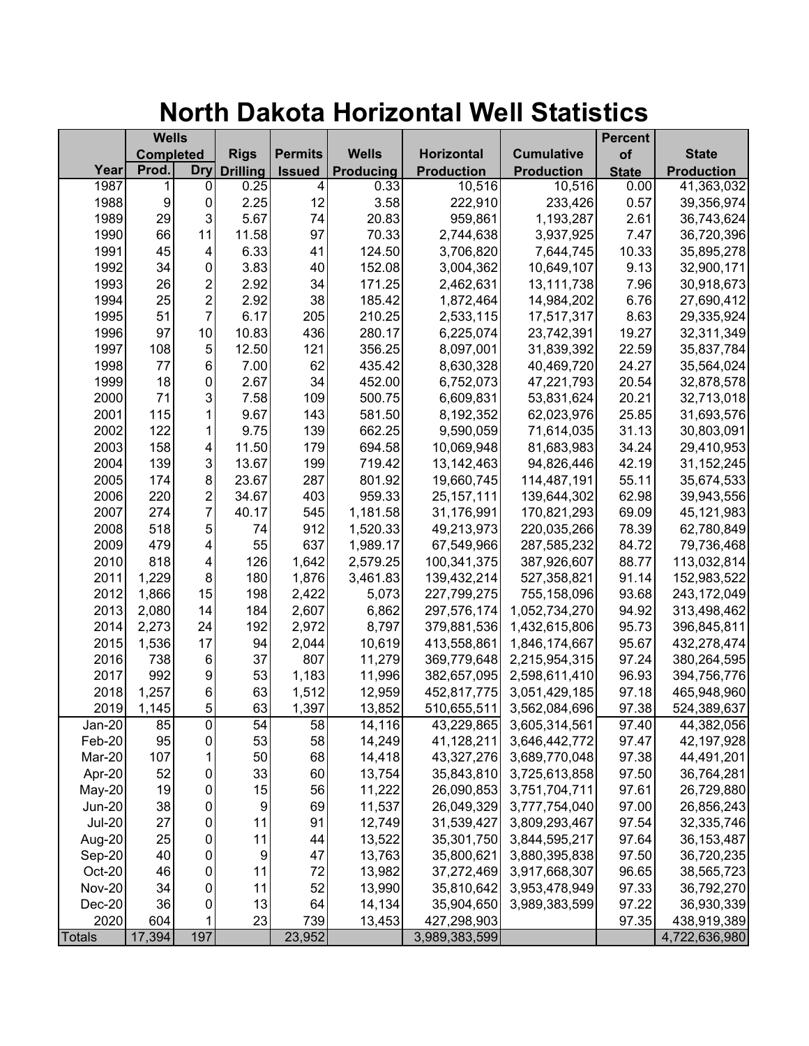# North Dakota Horizontal Well Statistics

| Year | Wells Completed Prod. | Wells Completed Dry | Rigs Drilling | Permits Issued | Wells Producing | Horizontal Production | Cumulative Production | Percent of State | State Production |
|---|---|---|---|---|---|---|---|---|---|
| 1987 | 1 | 0 | 0.25 | 4 | 0.33 | 10,516 | 10,516 | 0.00 | 41,363,032 |
| 1988 | 9 | 0 | 2.25 | 12 | 3.58 | 222,910 | 233,426 | 0.57 | 39,356,974 |
| 1989 | 29 | 3 | 5.67 | 74 | 20.83 | 959,861 | 1,193,287 | 2.61 | 36,743,624 |
| 1990 | 66 | 11 | 11.58 | 97 | 70.33 | 2,744,638 | 3,937,925 | 7.47 | 36,720,396 |
| 1991 | 45 | 4 | 6.33 | 41 | 124.50 | 3,706,820 | 7,644,745 | 10.33 | 35,895,278 |
| 1992 | 34 | 0 | 3.83 | 40 | 152.08 | 3,004,362 | 10,649,107 | 9.13 | 32,900,171 |
| 1993 | 26 | 2 | 2.92 | 34 | 171.25 | 2,462,631 | 13,111,738 | 7.96 | 30,918,673 |
| 1994 | 25 | 2 | 2.92 | 38 | 185.42 | 1,872,464 | 14,984,202 | 6.76 | 27,690,412 |
| 1995 | 51 | 7 | 6.17 | 205 | 210.25 | 2,533,115 | 17,517,317 | 8.63 | 29,335,924 |
| 1996 | 97 | 10 | 10.83 | 436 | 280.17 | 6,225,074 | 23,742,391 | 19.27 | 32,311,349 |
| 1997 | 108 | 5 | 12.50 | 121 | 356.25 | 8,097,001 | 31,839,392 | 22.59 | 35,837,784 |
| 1998 | 77 | 6 | 7.00 | 62 | 435.42 | 8,630,328 | 40,469,720 | 24.27 | 35,564,024 |
| 1999 | 18 | 0 | 2.67 | 34 | 452.00 | 6,752,073 | 47,221,793 | 20.54 | 32,878,578 |
| 2000 | 71 | 3 | 7.58 | 109 | 500.75 | 6,609,831 | 53,831,624 | 20.21 | 32,713,018 |
| 2001 | 115 | 1 | 9.67 | 143 | 581.50 | 8,192,352 | 62,023,976 | 25.85 | 31,693,576 |
| 2002 | 122 | 1 | 9.75 | 139 | 662.25 | 9,590,059 | 71,614,035 | 31.13 | 30,803,091 |
| 2003 | 158 | 4 | 11.50 | 179 | 694.58 | 10,069,948 | 81,683,983 | 34.24 | 29,410,953 |
| 2004 | 139 | 3 | 13.67 | 199 | 719.42 | 13,142,463 | 94,826,446 | 42.19 | 31,152,245 |
| 2005 | 174 | 8 | 23.67 | 287 | 801.92 | 19,660,745 | 114,487,191 | 55.11 | 35,674,533 |
| 2006 | 220 | 2 | 34.67 | 403 | 959.33 | 25,157,111 | 139,644,302 | 62.98 | 39,943,556 |
| 2007 | 274 | 7 | 40.17 | 545 | 1,181.58 | 31,176,991 | 170,821,293 | 69.09 | 45,121,983 |
| 2008 | 518 | 5 | 74 | 912 | 1,520.33 | 49,213,973 | 220,035,266 | 78.39 | 62,780,849 |
| 2009 | 479 | 4 | 55 | 637 | 1,989.17 | 67,549,966 | 287,585,232 | 84.72 | 79,736,468 |
| 2010 | 818 | 4 | 126 | 1,642 | 2,579.25 | 100,341,375 | 387,926,607 | 88.77 | 113,032,814 |
| 2011 | 1,229 | 8 | 180 | 1,876 | 3,461.83 | 139,432,214 | 527,358,821 | 91.14 | 152,983,522 |
| 2012 | 1,866 | 15 | 198 | 2,422 | 5,073 | 227,799,275 | 755,158,096 | 93.68 | 243,172,049 |
| 2013 | 2,080 | 14 | 184 | 2,607 | 6,862 | 297,576,174 | 1,052,734,270 | 94.92 | 313,498,462 |
| 2014 | 2,273 | 24 | 192 | 2,972 | 8,797 | 379,881,536 | 1,432,615,806 | 95.73 | 396,845,811 |
| 2015 | 1,536 | 17 | 94 | 2,044 | 10,619 | 413,558,861 | 1,846,174,667 | 95.67 | 432,278,474 |
| 2016 | 738 | 6 | 37 | 807 | 11,279 | 369,779,648 | 2,215,954,315 | 97.24 | 380,264,595 |
| 2017 | 992 | 9 | 53 | 1,183 | 11,996 | 382,657,095 | 2,598,611,410 | 96.93 | 394,756,776 |
| 2018 | 1,257 | 6 | 63 | 1,512 | 12,959 | 452,817,775 | 3,051,429,185 | 97.18 | 465,948,960 |
| 2019 | 1,145 | 5 | 63 | 1,397 | 13,852 | 510,655,511 | 3,562,084,696 | 97.38 | 524,389,637 |
| Jan-20 | 85 | 0 | 54 | 58 | 14,116 | 43,229,865 | 3,605,314,561 | 97.40 | 44,382,056 |
| Feb-20 | 95 | 0 | 53 | 58 | 14,249 | 41,128,211 | 3,646,442,772 | 97.47 | 42,197,928 |
| Mar-20 | 107 | 1 | 50 | 68 | 14,418 | 43,327,276 | 3,689,770,048 | 97.38 | 44,491,201 |
| Apr-20 | 52 | 0 | 33 | 60 | 13,754 | 35,843,810 | 3,725,613,858 | 97.50 | 36,764,281 |
| May-20 | 19 | 0 | 15 | 56 | 11,222 | 26,090,853 | 3,751,704,711 | 97.61 | 26,729,880 |
| Jun-20 | 38 | 0 | 9 | 69 | 11,537 | 26,049,329 | 3,777,754,040 | 97.00 | 26,856,243 |
| Jul-20 | 27 | 0 | 11 | 91 | 12,749 | 31,539,427 | 3,809,293,467 | 97.54 | 32,335,746 |
| Aug-20 | 25 | 0 | 11 | 44 | 13,522 | 35,301,750 | 3,844,595,217 | 97.64 | 36,153,487 |
| Sep-20 | 40 | 0 | 9 | 47 | 13,763 | 35,800,621 | 3,880,395,838 | 97.50 | 36,720,235 |
| Oct-20 | 46 | 0 | 11 | 72 | 13,982 | 37,272,469 | 3,917,668,307 | 96.65 | 38,565,723 |
| Nov-20 | 34 | 0 | 11 | 52 | 13,990 | 35,810,642 | 3,953,478,949 | 97.33 | 36,792,270 |
| Dec-20 | 36 | 0 | 13 | 64 | 14,134 | 35,904,650 | 3,989,383,599 | 97.22 | 36,930,339 |
| 2020 | 604 | 1 | 23 | 739 | 13,453 | 427,298,903 | | 97.35 | 438,919,389 |
| Totals | 17,394 | 197 | | 23,952 | | 3,989,383,599 | | | 4,722,636,980 |